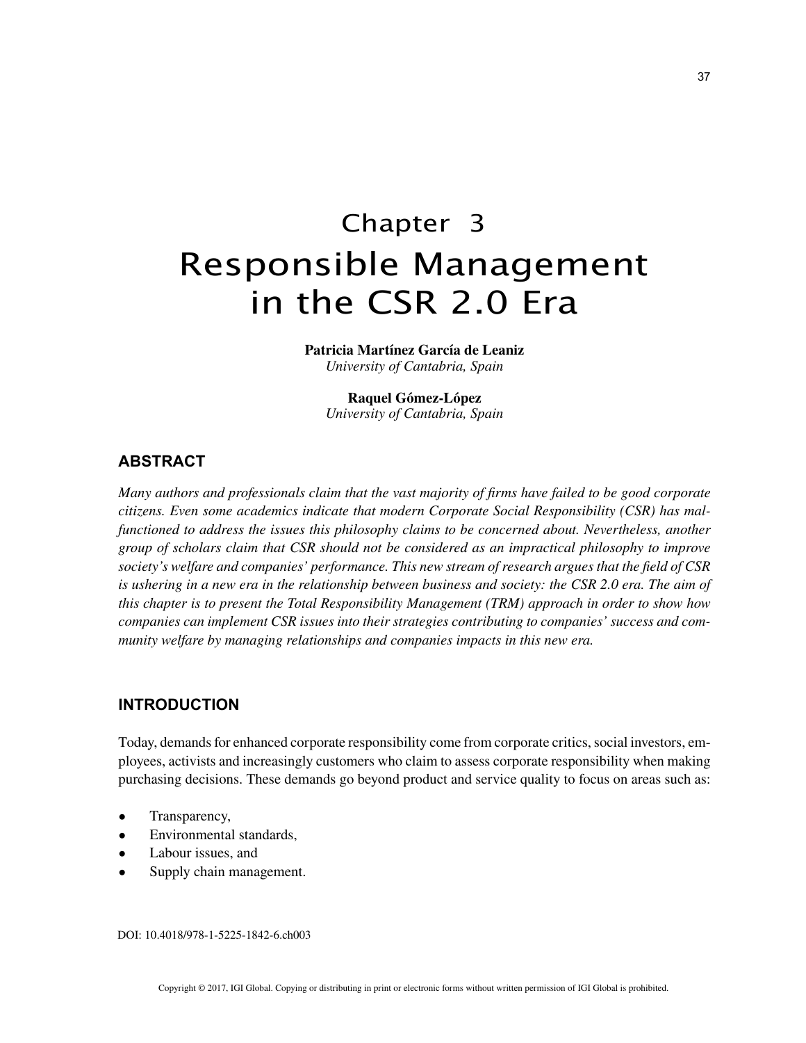# Chapter 3
# Responsible Management in the CSR 2.0 Era

**Patricia Martínez García de Leaniz**
*University of Cantabria, Spain*

**Raquel Gómez-López**
*University of Cantabria, Spain*

## ABSTRACT

*Many authors and professionals claim that the vast majority of firms have failed to be good corporate citizens. Even some academics indicate that modern Corporate Social Responsibility (CSR) has malfunctioned to address the issues this philosophy claims to be concerned about. Nevertheless, another group of scholars claim that CSR should not be considered as an impractical philosophy to improve society's welfare and companies' performance. This new stream of research argues that the field of CSR is ushering in a new era in the relationship between business and society: the CSR 2.0 era. The aim of this chapter is to present the Total Responsibility Management (TRM) approach in order to show how companies can implement CSR issues into their strategies contributing to companies' success and community welfare by managing relationships and companies impacts in this new era.*

## INTRODUCTION

Today, demands for enhanced corporate responsibility come from corporate critics, social investors, employees, activists and increasingly customers who claim to assess corporate responsibility when making purchasing decisions. These demands go beyond product and service quality to focus on areas such as:

- Transparency,
- Environmental standards,
- Labour issues, and
- Supply chain management.

DOI: 10.4018/978-1-5225-1842-6.ch003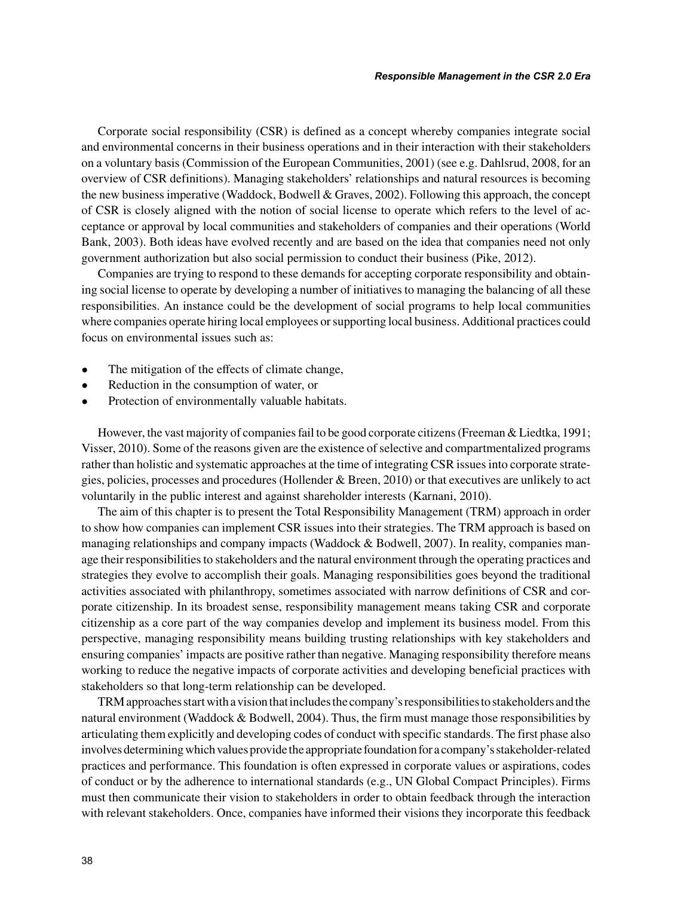Corporate social responsibility (CSR) is defined as a concept whereby companies integrate social and environmental concerns in their business operations and in their interaction with their stakeholders on a voluntary basis (Commission of the European Communities, 2001) (see e.g. Dahlsrud, 2008, for an overview of CSR definitions). Managing stakeholders' relationships and natural resources is becoming the new business imperative (Waddock, Bodwell & Graves, 2002). Following this approach, the concept of CSR is closely aligned with the notion of social license to operate which refers to the level of acceptance or approval by local communities and stakeholders of companies and their operations (World Bank, 2003). Both ideas have evolved recently and are based on the idea that companies need not only government authorization but also social permission to conduct their business (Pike, 2012).

Companies are trying to respond to these demands for accepting corporate responsibility and obtaining social license to operate by developing a number of initiatives to managing the balancing of all these responsibilities. An instance could be the development of social programs to help local communities where companies operate hiring local employees or supporting local business. Additional practices could focus on environmental issues such as:

- The mitigation of the effects of climate change,
- Reduction in the consumption of water, or
- Protection of environmentally valuable habitats.

However, the vast majority of companies fail to be good corporate citizens (Freeman & Liedtka, 1991; Visser, 2010). Some of the reasons given are the existence of selective and compartmentalized programs rather than holistic and systematic approaches at the time of integrating CSR issues into corporate strategies, policies, processes and procedures (Hollender & Breen, 2010) or that executives are unlikely to act voluntarily in the public interest and against shareholder interests (Karnani, 2010).

The aim of this chapter is to present the Total Responsibility Management (TRM) approach in order to show how companies can implement CSR issues into their strategies. The TRM approach is based on managing relationships and company impacts (Waddock & Bodwell, 2007). In reality, companies manage their responsibilities to stakeholders and the natural environment through the operating practices and strategies they evolve to accomplish their goals. Managing responsibilities goes beyond the traditional activities associated with philanthropy, sometimes associated with narrow definitions of CSR and corporate citizenship. In its broadest sense, responsibility management means taking CSR and corporate citizenship as a core part of the way companies develop and implement its business model. From this perspective, managing responsibility means building trusting relationships with key stakeholders and ensuring companies' impacts are positive rather than negative. Managing responsibility therefore means working to reduce the negative impacts of corporate activities and developing beneficial practices with stakeholders so that long-term relationship can be developed.

TRM approaches start with a vision that includes the company's responsibilities to stakeholders and the natural environment (Waddock & Bodwell, 2004). Thus, the firm must manage those responsibilities by articulating them explicitly and developing codes of conduct with specific standards. The first phase also involves determining which values provide the appropriate foundation for a company's stakeholder-related practices and performance. This foundation is often expressed in corporate values or aspirations, codes of conduct or by the adherence to international standards (e.g., UN Global Compact Principles). Firms must then communicate their vision to stakeholders in order to obtain feedback through the interaction with relevant stakeholders. Once, companies have informed their visions they incorporate this feedback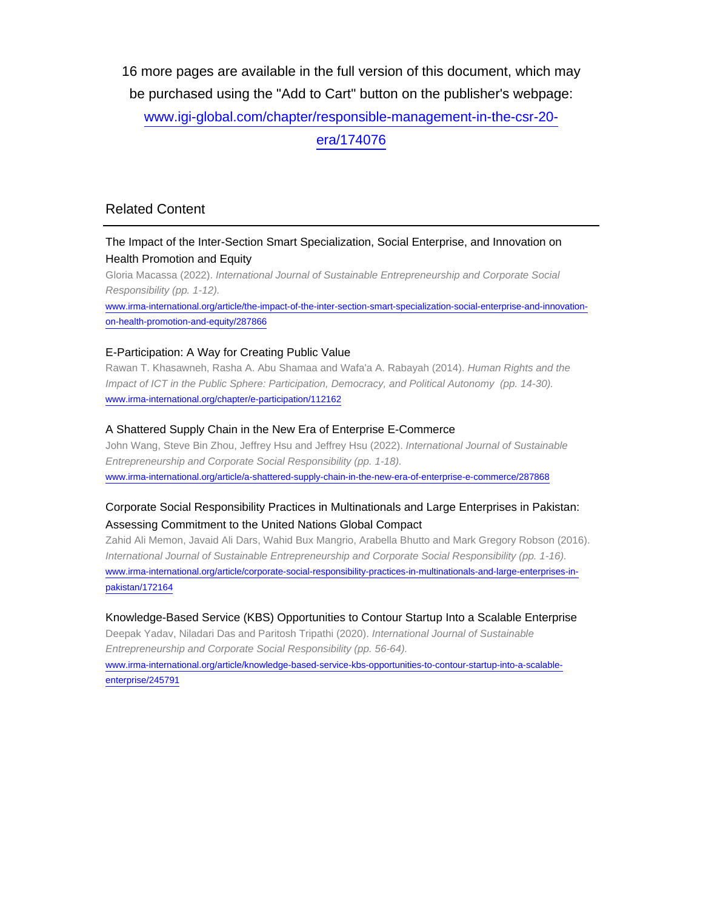16 more pages are available in the full version of this document, which may be purchased using the "Add to Cart" button on the publisher's webpage: www.igi-global.com/chapter/responsible-management-in-the-csr-20-era/174076

## Related Content

The Impact of the Inter-Section Smart Specialization, Social Enterprise, and Innovation on Health Promotion and Equity
Gloria Macassa (2022). *International Journal of Sustainable Entrepreneurship and Corporate Social Responsibility (pp. 1-12).*
www.irma-international.org/article/the-impact-of-the-inter-section-smart-specialization-social-enterprise-and-innovation-on-health-promotion-and-equity/287866

E-Participation: A Way for Creating Public Value
Rawan T. Khasawneh, Rasha A. Abu Shamaa and Wafa'a A. Rabayah (2014). *Human Rights and the Impact of ICT in the Public Sphere: Participation, Democracy, and Political Autonomy (pp. 14-30).*
www.irma-international.org/chapter/e-participation/112162

A Shattered Supply Chain in the New Era of Enterprise E-Commerce
John Wang, Steve Bin Zhou, Jeffrey Hsu and Jeffrey Hsu (2022). *International Journal of Sustainable Entrepreneurship and Corporate Social Responsibility (pp. 1-18).*
www.irma-international.org/article/a-shattered-supply-chain-in-the-new-era-of-enterprise-e-commerce/287868

Corporate Social Responsibility Practices in Multinationals and Large Enterprises in Pakistan: Assessing Commitment to the United Nations Global Compact
Zahid Ali Memon, Javaid Ali Dars, Wahid Bux Mangrio, Arabella Bhutto and Mark Gregory Robson (2016). *International Journal of Sustainable Entrepreneurship and Corporate Social Responsibility (pp. 1-16).*
www.irma-international.org/article/corporate-social-responsibility-practices-in-multinationals-and-large-enterprises-in-pakistan/172164

Knowledge-Based Service (KBS) Opportunities to Contour Startup Into a Scalable Enterprise
Deepak Yadav, Niladari Das and Paritosh Tripathi (2020). *International Journal of Sustainable Entrepreneurship and Corporate Social Responsibility (pp. 56-64).*
www.irma-international.org/article/knowledge-based-service-kbs-opportunities-to-contour-startup-into-a-scalable-enterprise/245791